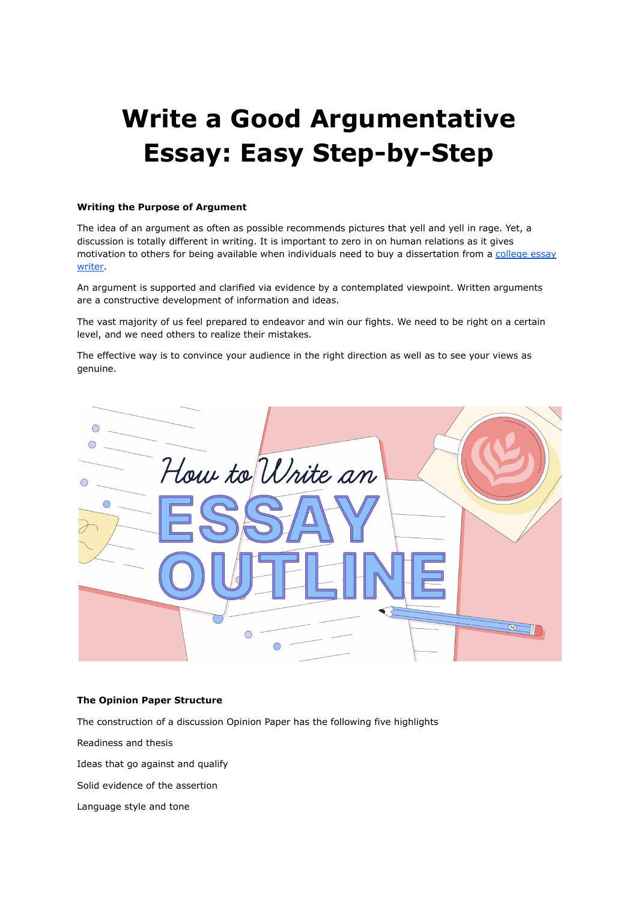# Write a Good Argumentative Essay: Easy Step-by-Step

**Writing the Purpose of Argument**

The idea of an argument as often as possible recommends pictures that yell and yell in rage. Yet, a discussion is totally different in writing. It is important to zero in on human relations as it gives motivation to others for being available when individuals need to buy a dissertation from a college essay writer.

An argument is supported and clarified via evidence by a contemplated viewpoint. Written arguments are a constructive development of information and ideas.

The vast majority of us feel prepared to endeavor and win our fights. We need to be right on a certain level, and we need others to realize their mistakes.

The effective way is to convince your audience in the right direction as well as to see your views as genuine.

**The Opinion Paper Structure**

The construction of a discussion Opinion Paper has the following five highlights

Readiness and thesis

Ideas that go against and qualify

Solid evidence of the assertion

Language style and tone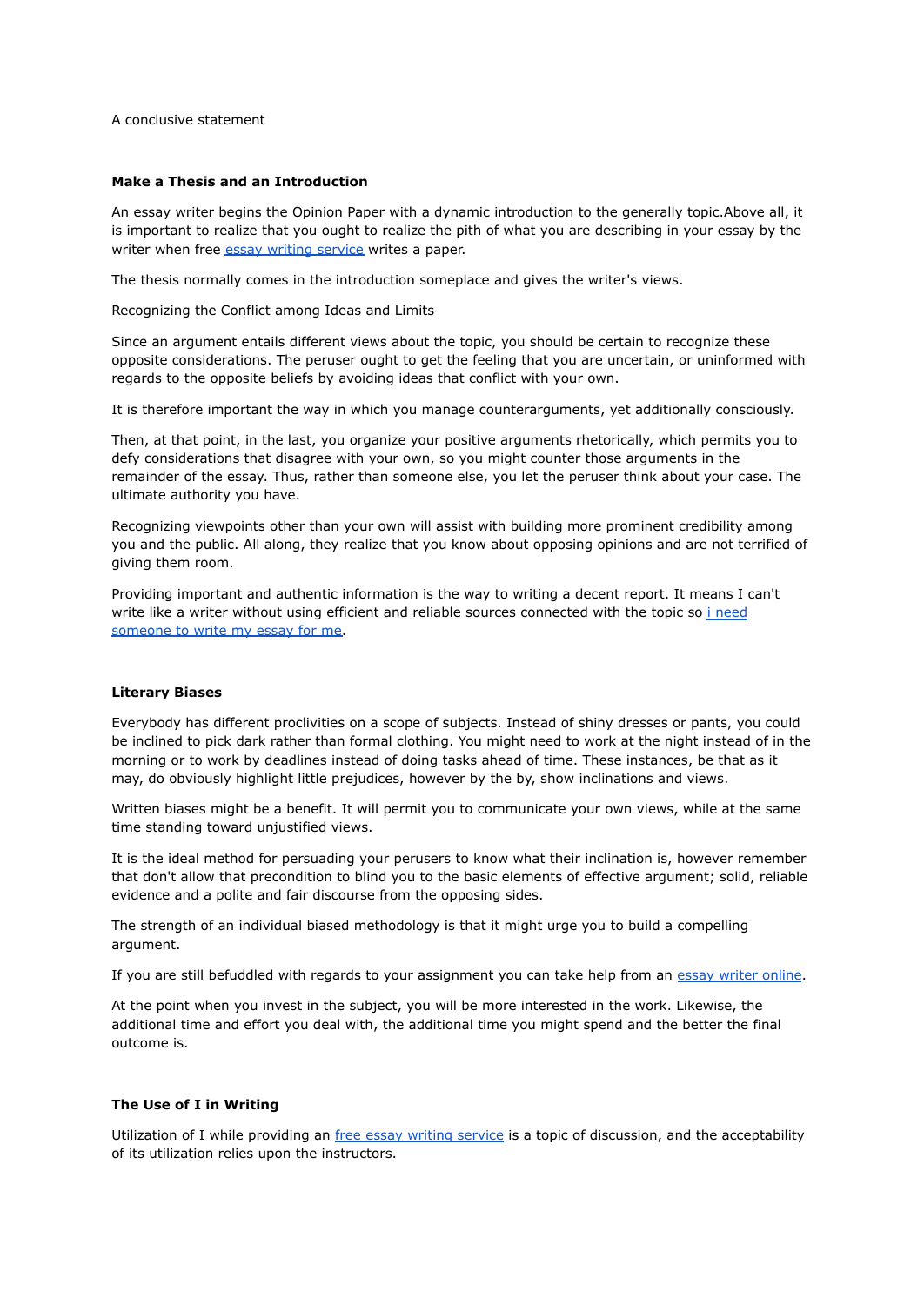A conclusive statement

**Make a Thesis and an Introduction**

An essay writer begins the Opinion Paper with a dynamic introduction to the generally topic.Above all, it is important to realize that you ought to realize the pith of what you are describing in your essay by the writer when free [essay writing service]() writes a paper.

The thesis normally comes in the introduction someplace and gives the writer's views.

Recognizing the Conflict among Ideas and Limits

Since an argument entails different views about the topic, you should be certain to recognize these opposite considerations. The peruser ought to get the feeling that you are uncertain, or uninformed with regards to the opposite beliefs by avoiding ideas that conflict with your own.

It is therefore important the way in which you manage counterarguments, yet additionally consciously.

Then, at that point, in the last, you organize your positive arguments rhetorically, which permits you to defy considerations that disagree with your own, so you might counter those arguments in the remainder of the essay. Thus, rather than someone else, you let the peruser think about your case. The ultimate authority you have.

Recognizing viewpoints other than your own will assist with building more prominent credibility among you and the public. All along, they realize that you know about opposing opinions and are not terrified of giving them room.

Providing important and authentic information is the way to writing a decent report. It means I can't write like a writer without using efficient and reliable sources connected with the topic so [i need someone to write my essay for me]().

**Literary Biases**

Everybody has different proclivities on a scope of subjects. Instead of shiny dresses or pants, you could be inclined to pick dark rather than formal clothing. You might need to work at the night instead of in the morning or to work by deadlines instead of doing tasks ahead of time. These instances, be that as it may, do obviously highlight little prejudices, however by the by, show inclinations and views.

Written biases might be a benefit. It will permit you to communicate your own views, while at the same time standing toward unjustified views.

It is the ideal method for persuading your perusers to know what their inclination is, however remember that don't allow that precondition to blind you to the basic elements of effective argument; solid, reliable evidence and a polite and fair discourse from the opposing sides.

The strength of an individual biased methodology is that it might urge you to build a compelling argument.

If you are still befuddled with regards to your assignment you can take help from an [essay writer online]().

At the point when you invest in the subject, you will be more interested in the work. Likewise, the additional time and effort you deal with, the additional time you might spend and the better the final outcome is.

**The Use of I in Writing**

Utilization of I while providing an [free essay writing service]() is a topic of discussion, and the acceptability of its utilization relies upon the instructors.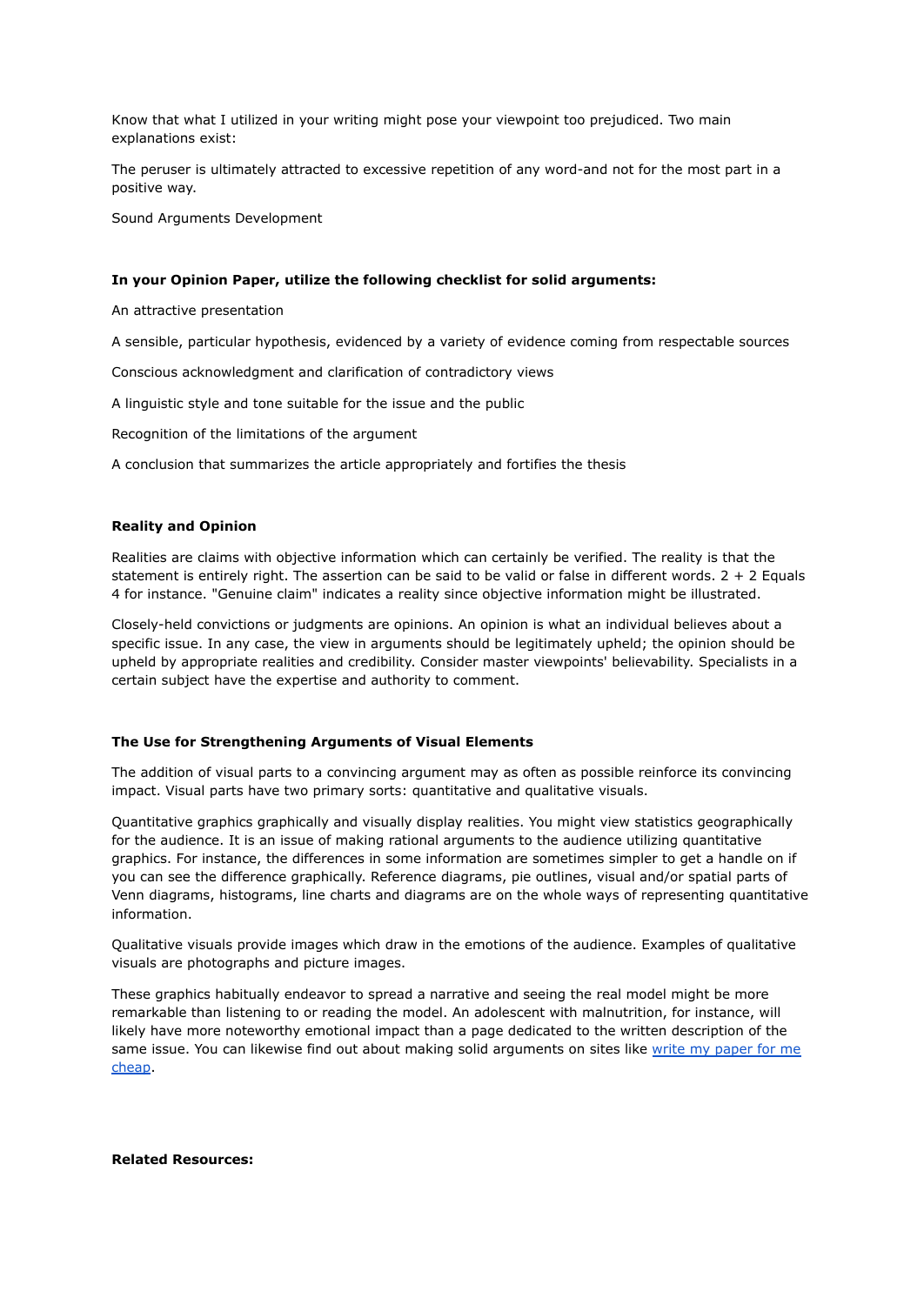Know that what I utilized in your writing might pose your viewpoint too prejudiced. Two main explanations exist:

The peruser is ultimately attracted to excessive repetition of any word-and not for the most part in a positive way.

Sound Arguments Development

**In your Opinion Paper, utilize the following checklist for solid arguments:**

An attractive presentation

A sensible, particular hypothesis, evidenced by a variety of evidence coming from respectable sources

Conscious acknowledgment and clarification of contradictory views

A linguistic style and tone suitable for the issue and the public

Recognition of the limitations of the argument

A conclusion that summarizes the article appropriately and fortifies the thesis

**Reality and Opinion**

Realities are claims with objective information which can certainly be verified. The reality is that the statement is entirely right. The assertion can be said to be valid or false in different words. 2 + 2 Equals 4 for instance. "Genuine claim" indicates a reality since objective information might be illustrated.

Closely-held convictions or judgments are opinions. An opinion is what an individual believes about a specific issue. In any case, the view in arguments should be legitimately upheld; the opinion should be upheld by appropriate realities and credibility. Consider master viewpoints' believability. Specialists in a certain subject have the expertise and authority to comment.

**The Use for Strengthening Arguments of Visual Elements**

The addition of visual parts to a convincing argument may as often as possible reinforce its convincing impact. Visual parts have two primary sorts: quantitative and qualitative visuals.

Quantitative graphics graphically and visually display realities. You might view statistics geographically for the audience. It is an issue of making rational arguments to the audience utilizing quantitative graphics. For instance, the differences in some information are sometimes simpler to get a handle on if you can see the difference graphically. Reference diagrams, pie outlines, visual and/or spatial parts of Venn diagrams, histograms, line charts and diagrams are on the whole ways of representing quantitative information.

Qualitative visuals provide images which draw in the emotions of the audience. Examples of qualitative visuals are photographs and picture images.

These graphics habitually endeavor to spread a narrative and seeing the real model might be more remarkable than listening to or reading the model. An adolescent with malnutrition, for instance, will likely have more noteworthy emotional impact than a page dedicated to the written description of the same issue. You can likewise find out about making solid arguments on sites like [write my paper for me cheap].

**Related Resources:**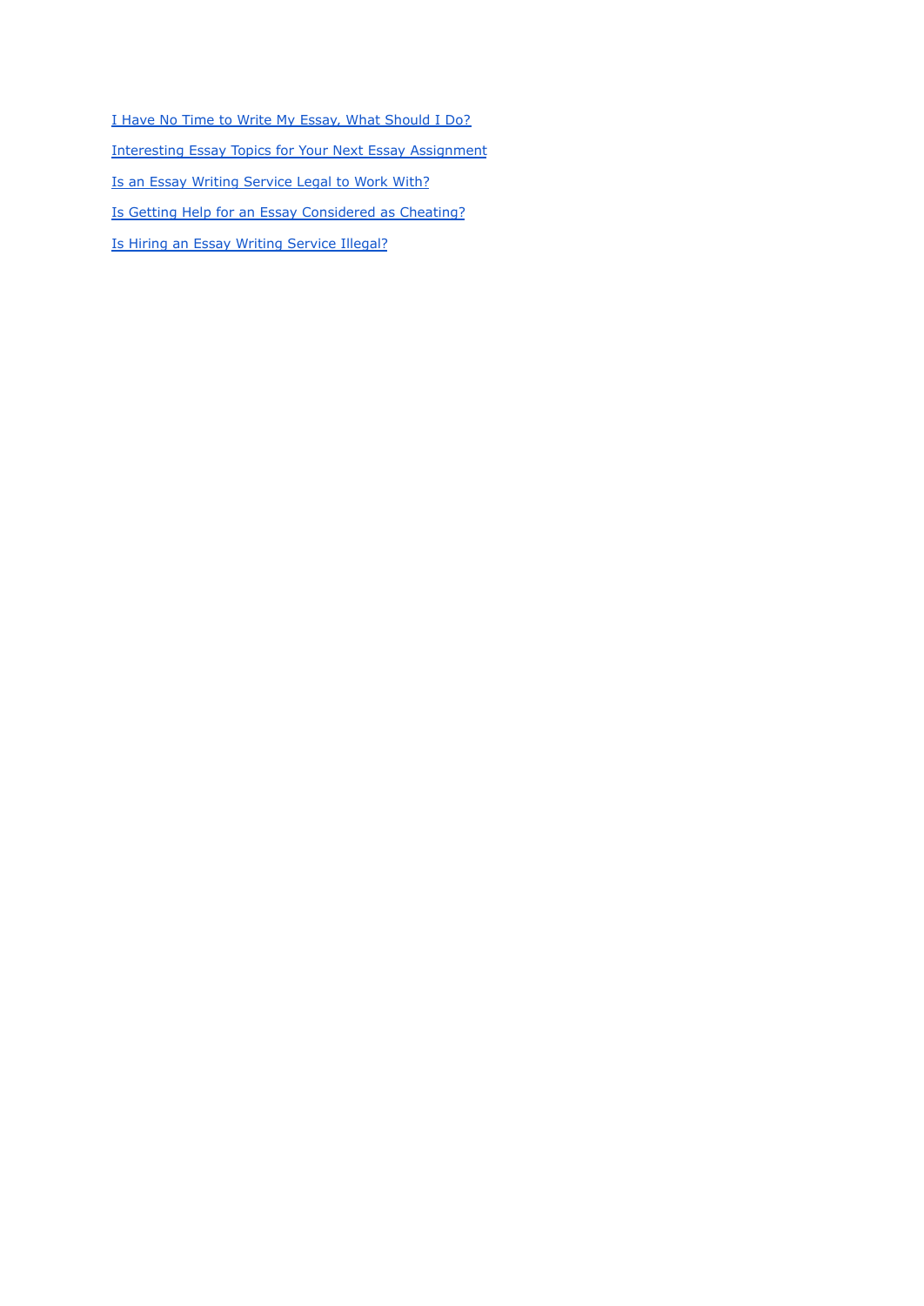[I Have No Time to Write My Essay, What Should I Do?]()

[Interesting Essay Topics for Your Next Essay Assignment]()

[Is an Essay Writing Service Legal to Work With?]()

[Is Getting Help for an Essay Considered as Cheating?]()

[Is Hiring an Essay Writing Service Illegal?]()